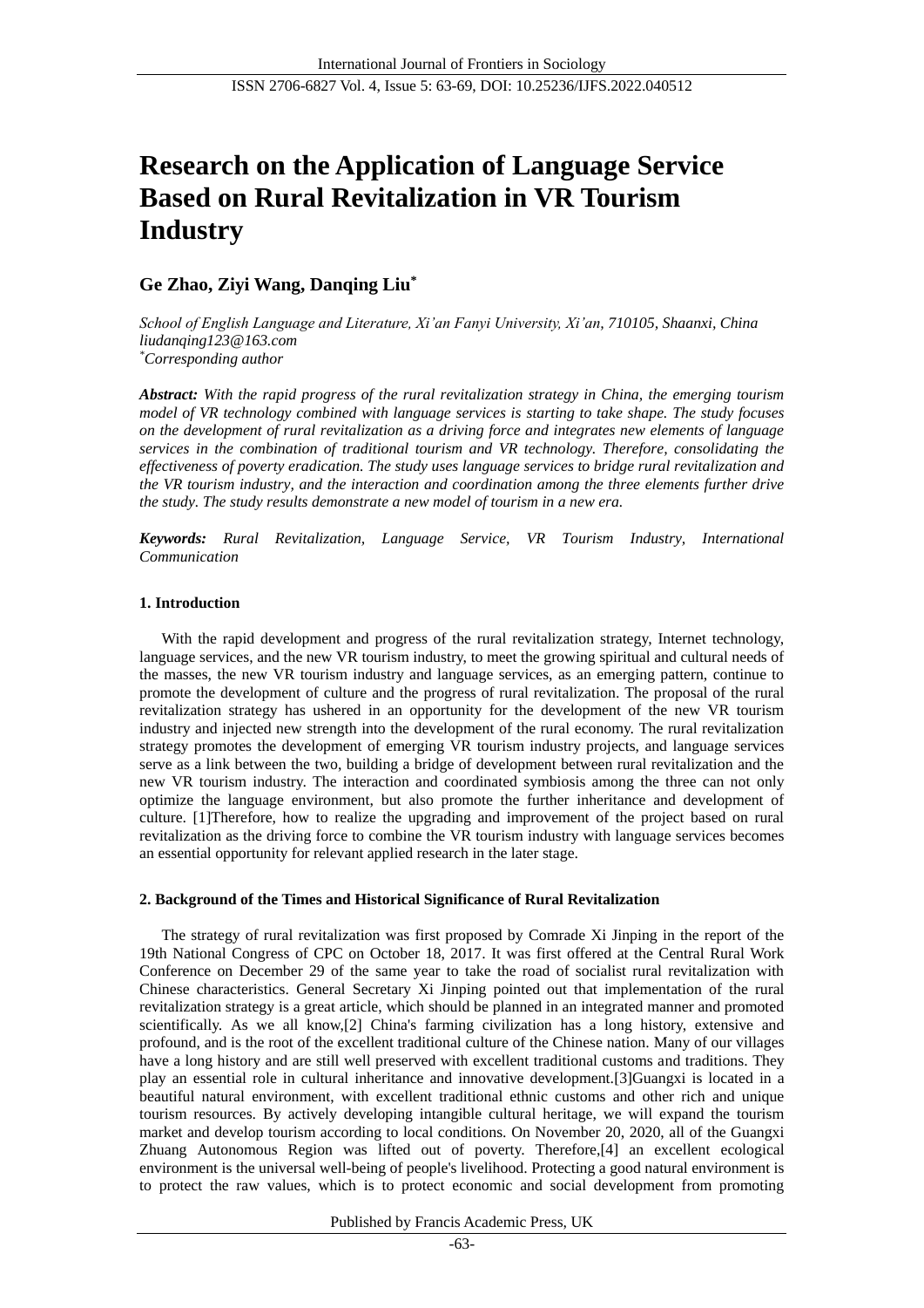# Research on the Application of Language Service Based on Rural Revitalization in VR Tourism Industry

**Ge Zhao, Ziyi Wang, Danqing Liu***

*School of English Language and Literature, Xi'an Fanyi University, Xi'an, 710105, Shaanxi, China*
*liudanqing123@163.com*
*\*Corresponding author*

***Abstract:*** *With the rapid progress of the rural revitalization strategy in China, the emerging tourism model of VR technology combined with language services is starting to take shape. The study focuses on the development of rural revitalization as a driving force and integrates new elements of language services in the combination of traditional tourism and VR technology. Therefore, consolidating the effectiveness of poverty eradication. The study uses language services to bridge rural revitalization and the VR tourism industry, and the interaction and coordination among the three elements further drive the study. The study results demonstrate a new model of tourism in a new era.*

***Keywords:*** *Rural Revitalization, Language Service, VR Tourism Industry, International Communication*

## 1. Introduction

With the rapid development and progress of the rural revitalization strategy, Internet technology, language services, and the new VR tourism industry, to meet the growing spiritual and cultural needs of the masses, the new VR tourism industry and language services, as an emerging pattern, continue to promote the development of culture and the progress of rural revitalization. The proposal of the rural revitalization strategy has ushered in an opportunity for the development of the new VR tourism industry and injected new strength into the development of the rural economy. The rural revitalization strategy promotes the development of emerging VR tourism industry projects, and language services serve as a link between the two, building a bridge of development between rural revitalization and the new VR tourism industry. The interaction and coordinated symbiosis among the three can not only optimize the language environment, but also promote the further inheritance and development of culture. [1]Therefore, how to realize the upgrading and improvement of the project based on rural revitalization as the driving force to combine the VR tourism industry with language services becomes an essential opportunity for relevant applied research in the later stage.

## 2. Background of the Times and Historical Significance of Rural Revitalization

The strategy of rural revitalization was first proposed by Comrade Xi Jinping in the report of the 19th National Congress of CPC on October 18, 2017. It was first offered at the Central Rural Work Conference on December 29 of the same year to take the road of socialist rural revitalization with Chinese characteristics. General Secretary Xi Jinping pointed out that implementation of the rural revitalization strategy is a great article, which should be planned in an integrated manner and promoted scientifically. As we all know,[2] China's farming civilization has a long history, extensive and profound, and is the root of the excellent traditional culture of the Chinese nation. Many of our villages have a long history and are still well preserved with excellent traditional customs and traditions. They play an essential role in cultural inheritance and innovative development.[3]Guangxi is located in a beautiful natural environment, with excellent traditional ethnic customs and other rich and unique tourism resources. By actively developing intangible cultural heritage, we will expand the tourism market and develop tourism according to local conditions. On November 20, 2020, all of the Guangxi Zhuang Autonomous Region was lifted out of poverty. Therefore,[4] an excellent ecological environment is the universal well-being of people's livelihood. Protecting a good natural environment is to protect the raw values, which is to protect economic and social development from promoting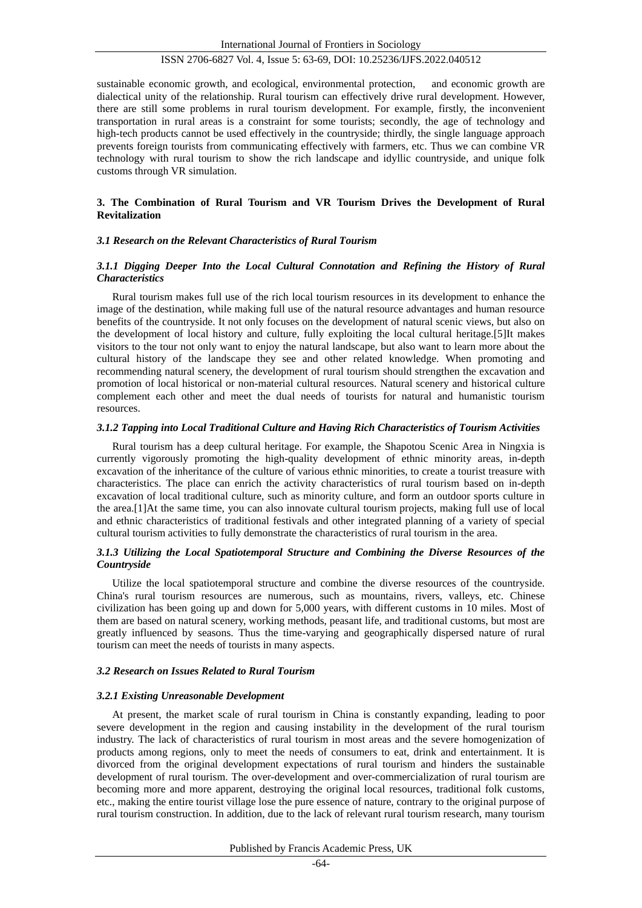sustainable economic growth, and ecological, environmental protection, and economic growth are dialectical unity of the relationship. Rural tourism can effectively drive rural development. However, there are still some problems in rural tourism development. For example, firstly, the inconvenient transportation in rural areas is a constraint for some tourists; secondly, the age of technology and high-tech products cannot be used effectively in the countryside; thirdly, the single language approach prevents foreign tourists from communicating effectively with farmers, etc. Thus we can combine VR technology with rural tourism to show the rich landscape and idyllic countryside, and unique folk customs through VR simulation.

## 3. The Combination of Rural Tourism and VR Tourism Drives the Development of Rural Revitalization

### *3.1 Research on the Relevant Characteristics of Rural Tourism*

#### *3.1.1 Digging Deeper Into the Local Cultural Connotation and Refining the History of Rural Characteristics*

Rural tourism makes full use of the rich local tourism resources in its development to enhance the image of the destination, while making full use of the natural resource advantages and human resource benefits of the countryside. It not only focuses on the development of natural scenic views, but also on the development of local history and culture, fully exploiting the local cultural heritage.[5]It makes visitors to the tour not only want to enjoy the natural landscape, but also want to learn more about the cultural history of the landscape they see and other related knowledge. When promoting and recommending natural scenery, the development of rural tourism should strengthen the excavation and promotion of local historical or non-material cultural resources. Natural scenery and historical culture complement each other and meet the dual needs of tourists for natural and humanistic tourism resources.

#### *3.1.2 Tapping into Local Traditional Culture and Having Rich Characteristics of Tourism Activities*

Rural tourism has a deep cultural heritage. For example, the Shapotou Scenic Area in Ningxia is currently vigorously promoting the high-quality development of ethnic minority areas, in-depth excavation of the inheritance of the culture of various ethnic minorities, to create a tourist treasure with characteristics. The place can enrich the activity characteristics of rural tourism based on in-depth excavation of local traditional culture, such as minority culture, and form an outdoor sports culture in the area.[1]At the same time, you can also innovate cultural tourism projects, making full use of local and ethnic characteristics of traditional festivals and other integrated planning of a variety of special cultural tourism activities to fully demonstrate the characteristics of rural tourism in the area.

#### *3.1.3 Utilizing the Local Spatiotemporal Structure and Combining the Diverse Resources of the Countryside*

Utilize the local spatiotemporal structure and combine the diverse resources of the countryside. China's rural tourism resources are numerous, such as mountains, rivers, valleys, etc. Chinese civilization has been going up and down for 5,000 years, with different customs in 10 miles. Most of them are based on natural scenery, working methods, peasant life, and traditional customs, but most are greatly influenced by seasons. Thus the time-varying and geographically dispersed nature of rural tourism can meet the needs of tourists in many aspects.

### *3.2 Research on Issues Related to Rural Tourism*

#### *3.2.1 Existing Unreasonable Development*

At present, the market scale of rural tourism in China is constantly expanding, leading to poor severe development in the region and causing instability in the development of the rural tourism industry. The lack of characteristics of rural tourism in most areas and the severe homogenization of products among regions, only to meet the needs of consumers to eat, drink and entertainment. It is divorced from the original development expectations of rural tourism and hinders the sustainable development of rural tourism. The over-development and over-commercialization of rural tourism are becoming more and more apparent, destroying the original local resources, traditional folk customs, etc., making the entire tourist village lose the pure essence of nature, contrary to the original purpose of rural tourism construction. In addition, due to the lack of relevant rural tourism research, many tourism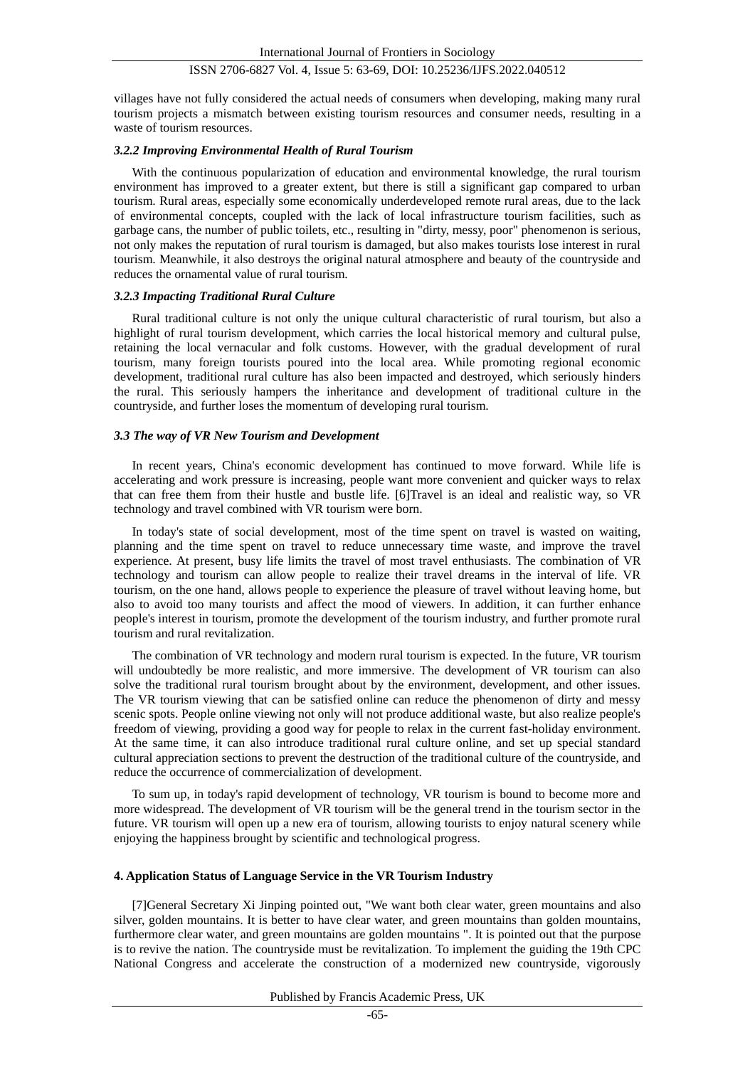villages have not fully considered the actual needs of consumers when developing, making many rural tourism projects a mismatch between existing tourism resources and consumer needs, resulting in a waste of tourism resources.

#### *3.2.2 Improving Environmental Health of Rural Tourism*

With the continuous popularization of education and environmental knowledge, the rural tourism environment has improved to a greater extent, but there is still a significant gap compared to urban tourism. Rural areas, especially some economically underdeveloped remote rural areas, due to the lack of environmental concepts, coupled with the lack of local infrastructure tourism facilities, such as garbage cans, the number of public toilets, etc., resulting in "dirty, messy, poor" phenomenon is serious, not only makes the reputation of rural tourism is damaged, but also makes tourists lose interest in rural tourism. Meanwhile, it also destroys the original natural atmosphere and beauty of the countryside and reduces the ornamental value of rural tourism.

#### *3.2.3 Impacting Traditional Rural Culture*

Rural traditional culture is not only the unique cultural characteristic of rural tourism, but also a highlight of rural tourism development, which carries the local historical memory and cultural pulse, retaining the local vernacular and folk customs. However, with the gradual development of rural tourism, many foreign tourists poured into the local area. While promoting regional economic development, traditional rural culture has also been impacted and destroyed, which seriously hinders the rural. This seriously hampers the inheritance and development of traditional culture in the countryside, and further loses the momentum of developing rural tourism.

### *3.3 The way of VR New Tourism and Development*

In recent years, China's economic development has continued to move forward. While life is accelerating and work pressure is increasing, people want more convenient and quicker ways to relax that can free them from their hustle and bustle life. [6]Travel is an ideal and realistic way, so VR technology and travel combined with VR tourism were born.

In today's state of social development, most of the time spent on travel is wasted on waiting, planning and the time spent on travel to reduce unnecessary time waste, and improve the travel experience. At present, busy life limits the travel of most travel enthusiasts. The combination of VR technology and tourism can allow people to realize their travel dreams in the interval of life. VR tourism, on the one hand, allows people to experience the pleasure of travel without leaving home, but also to avoid too many tourists and affect the mood of viewers. In addition, it can further enhance people's interest in tourism, promote the development of the tourism industry, and further promote rural tourism and rural revitalization.

The combination of VR technology and modern rural tourism is expected. In the future, VR tourism will undoubtedly be more realistic, and more immersive. The development of VR tourism can also solve the traditional rural tourism brought about by the environment, development, and other issues. The VR tourism viewing that can be satisfied online can reduce the phenomenon of dirty and messy scenic spots. People online viewing not only will not produce additional waste, but also realize people's freedom of viewing, providing a good way for people to relax in the current fast-holiday environment. At the same time, it can also introduce traditional rural culture online, and set up special standard cultural appreciation sections to prevent the destruction of the traditional culture of the countryside, and reduce the occurrence of commercialization of development.

To sum up, in today's rapid development of technology, VR tourism is bound to become more and more widespread. The development of VR tourism will be the general trend in the tourism sector in the future. VR tourism will open up a new era of tourism, allowing tourists to enjoy natural scenery while enjoying the happiness brought by scientific and technological progress.

## 4. Application Status of Language Service in the VR Tourism Industry

[7]General Secretary Xi Jinping pointed out, "We want both clear water, green mountains and also silver, golden mountains. It is better to have clear water, and green mountains than golden mountains, furthermore clear water, and green mountains are golden mountains ". It is pointed out that the purpose is to revive the nation. The countryside must be revitalization. To implement the guiding the 19th CPC National Congress and accelerate the construction of a modernized new countryside, vigorously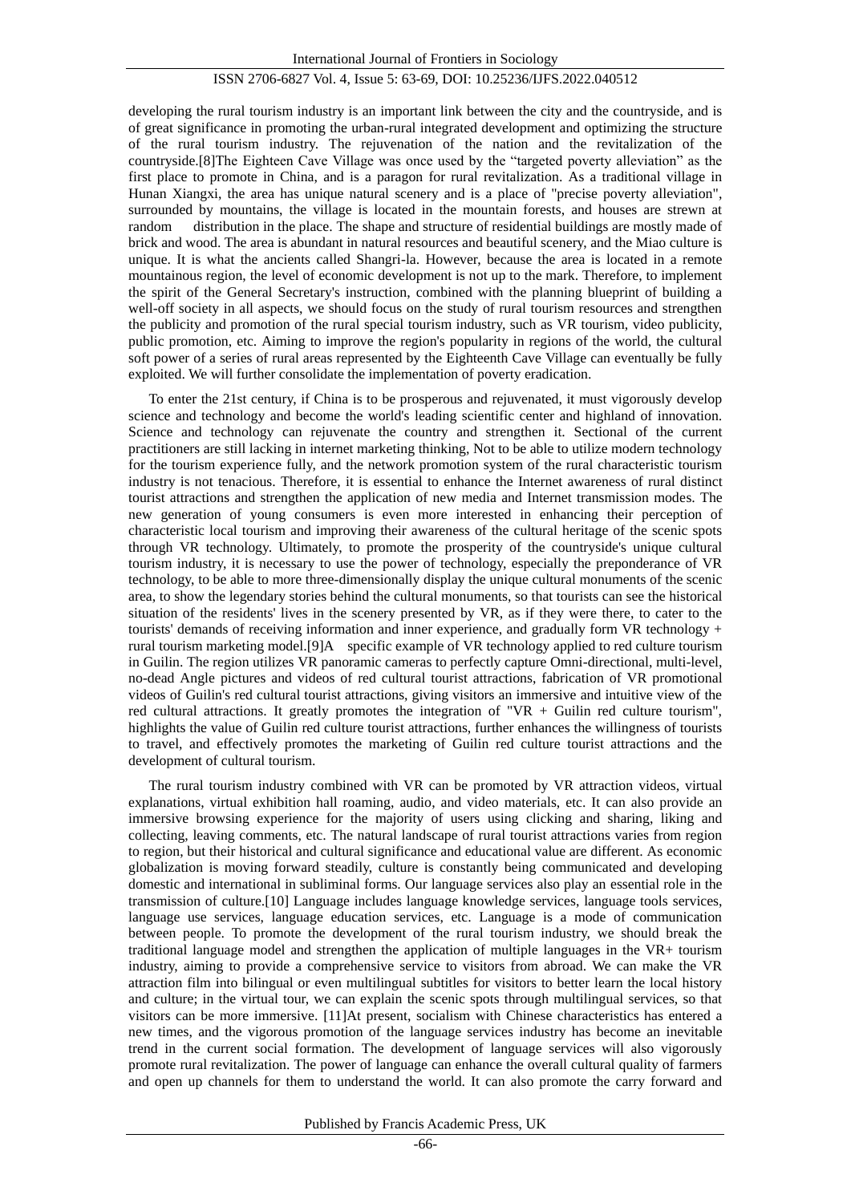developing the rural tourism industry is an important link between the city and the countryside, and is of great significance in promoting the urban-rural integrated development and optimizing the structure of the rural tourism industry. The rejuvenation of the nation and the revitalization of the countryside.[8]The Eighteen Cave Village was once used by the "targeted poverty alleviation" as the first place to promote in China, and is a paragon for rural revitalization. As a traditional village in Hunan Xiangxi, the area has unique natural scenery and is a place of "precise poverty alleviation", surrounded by mountains, the village is located in the mountain forests, and houses are strewn at random distribution in the place. The shape and structure of residential buildings are mostly made of brick and wood. The area is abundant in natural resources and beautiful scenery, and the Miao culture is unique. It is what the ancients called Shangri-la. However, because the area is located in a remote mountainous region, the level of economic development is not up to the mark. Therefore, to implement the spirit of the General Secretary's instruction, combined with the planning blueprint of building a well-off society in all aspects, we should focus on the study of rural tourism resources and strengthen the publicity and promotion of the rural special tourism industry, such as VR tourism, video publicity, public promotion, etc. Aiming to improve the region's popularity in regions of the world, the cultural soft power of a series of rural areas represented by the Eighteenth Cave Village can eventually be fully exploited. We will further consolidate the implementation of poverty eradication.

To enter the 21st century, if China is to be prosperous and rejuvenated, it must vigorously develop science and technology and become the world's leading scientific center and highland of innovation. Science and technology can rejuvenate the country and strengthen it. Sectional of the current practitioners are still lacking in internet marketing thinking, Not to be able to utilize modern technology for the tourism experience fully, and the network promotion system of the rural characteristic tourism industry is not tenacious. Therefore, it is essential to enhance the Internet awareness of rural distinct tourist attractions and strengthen the application of new media and Internet transmission modes. The new generation of young consumers is even more interested in enhancing their perception of characteristic local tourism and improving their awareness of the cultural heritage of the scenic spots through VR technology. Ultimately, to promote the prosperity of the countryside's unique cultural tourism industry, it is necessary to use the power of technology, especially the preponderance of VR technology, to be able to more three-dimensionally display the unique cultural monuments of the scenic area, to show the legendary stories behind the cultural monuments, so that tourists can see the historical situation of the residents' lives in the scenery presented by VR, as if they were there, to cater to the tourists' demands of receiving information and inner experience, and gradually form VR technology + rural tourism marketing model.[9]A specific example of VR technology applied to red culture tourism in Guilin. The region utilizes VR panoramic cameras to perfectly capture Omni-directional, multi-level, no-dead Angle pictures and videos of red cultural tourist attractions, fabrication of VR promotional videos of Guilin's red cultural tourist attractions, giving visitors an immersive and intuitive view of the red cultural attractions. It greatly promotes the integration of "VR + Guilin red culture tourism", highlights the value of Guilin red culture tourist attractions, further enhances the willingness of tourists to travel, and effectively promotes the marketing of Guilin red culture tourist attractions and the development of cultural tourism.

The rural tourism industry combined with VR can be promoted by VR attraction videos, virtual explanations, virtual exhibition hall roaming, audio, and video materials, etc. It can also provide an immersive browsing experience for the majority of users using clicking and sharing, liking and collecting, leaving comments, etc. The natural landscape of rural tourist attractions varies from region to region, but their historical and cultural significance and educational value are different. As economic globalization is moving forward steadily, culture is constantly being communicated and developing domestic and international in subliminal forms. Our language services also play an essential role in the transmission of culture.[10] Language includes language knowledge services, language tools services, language use services, language education services, etc. Language is a mode of communication between people. To promote the development of the rural tourism industry, we should break the traditional language model and strengthen the application of multiple languages in the VR+ tourism industry, aiming to provide a comprehensive service to visitors from abroad. We can make the VR attraction film into bilingual or even multilingual subtitles for visitors to better learn the local history and culture; in the virtual tour, we can explain the scenic spots through multilingual services, so that visitors can be more immersive. [11]At present, socialism with Chinese characteristics has entered a new times, and the vigorous promotion of the language services industry has become an inevitable trend in the current social formation. The development of language services will also vigorously promote rural revitalization. The power of language can enhance the overall cultural quality of farmers and open up channels for them to understand the world. It can also promote the carry forward and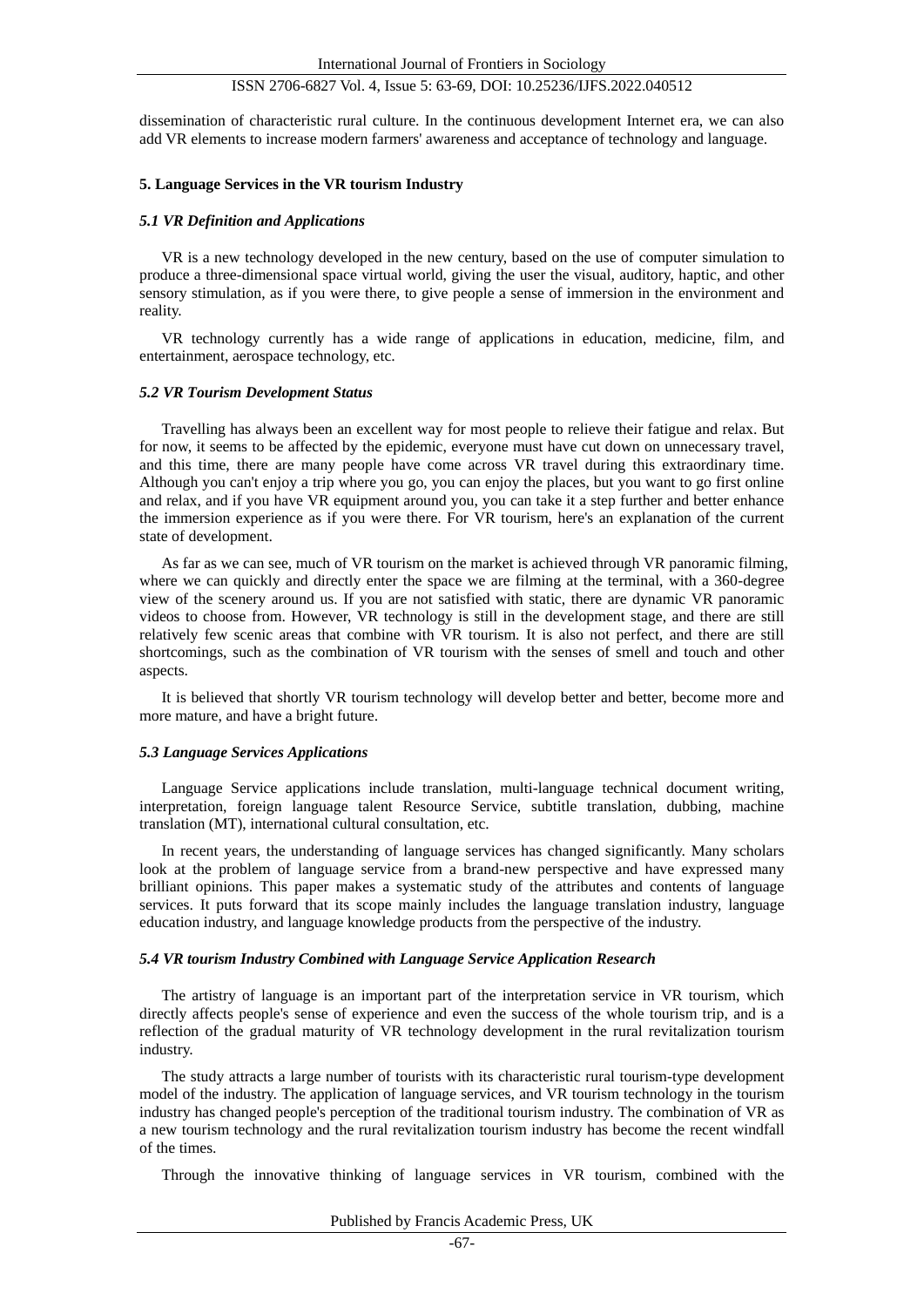dissemination of characteristic rural culture. In the continuous development Internet era, we can also add VR elements to increase modern farmers' awareness and acceptance of technology and language.

## 5. Language Services in the VR tourism Industry

### *5.1 VR Definition and Applications*

VR is a new technology developed in the new century, based on the use of computer simulation to produce a three-dimensional space virtual world, giving the user the visual, auditory, haptic, and other sensory stimulation, as if you were there, to give people a sense of immersion in the environment and reality.

VR technology currently has a wide range of applications in education, medicine, film, and entertainment, aerospace technology, etc.

### *5.2 VR Tourism Development Status*

Travelling has always been an excellent way for most people to relieve their fatigue and relax. But for now, it seems to be affected by the epidemic, everyone must have cut down on unnecessary travel, and this time, there are many people have come across VR travel during this extraordinary time. Although you can't enjoy a trip where you go, you can enjoy the places, but you want to go first online and relax, and if you have VR equipment around you, you can take it a step further and better enhance the immersion experience as if you were there. For VR tourism, here's an explanation of the current state of development.

As far as we can see, much of VR tourism on the market is achieved through VR panoramic filming, where we can quickly and directly enter the space we are filming at the terminal, with a 360-degree view of the scenery around us. If you are not satisfied with static, there are dynamic VR panoramic videos to choose from. However, VR technology is still in the development stage, and there are still relatively few scenic areas that combine with VR tourism. It is also not perfect, and there are still shortcomings, such as the combination of VR tourism with the senses of smell and touch and other aspects.

It is believed that shortly VR tourism technology will develop better and better, become more and more mature, and have a bright future.

### *5.3 Language Services Applications*

Language Service applications include translation, multi-language technical document writing, interpretation, foreign language talent Resource Service, subtitle translation, dubbing, machine translation (MT), international cultural consultation, etc.

In recent years, the understanding of language services has changed significantly. Many scholars look at the problem of language service from a brand-new perspective and have expressed many brilliant opinions. This paper makes a systematic study of the attributes and contents of language services. It puts forward that its scope mainly includes the language translation industry, language education industry, and language knowledge products from the perspective of the industry.

### *5.4 VR tourism Industry Combined with Language Service Application Research*

The artistry of language is an important part of the interpretation service in VR tourism, which directly affects people's sense of experience and even the success of the whole tourism trip, and is a reflection of the gradual maturity of VR technology development in the rural revitalization tourism industry.

The study attracts a large number of tourists with its characteristic rural tourism-type development model of the industry. The application of language services, and VR tourism technology in the tourism industry has changed people's perception of the traditional tourism industry. The combination of VR as a new tourism technology and the rural revitalization tourism industry has become the recent windfall of the times.

Through the innovative thinking of language services in VR tourism, combined with the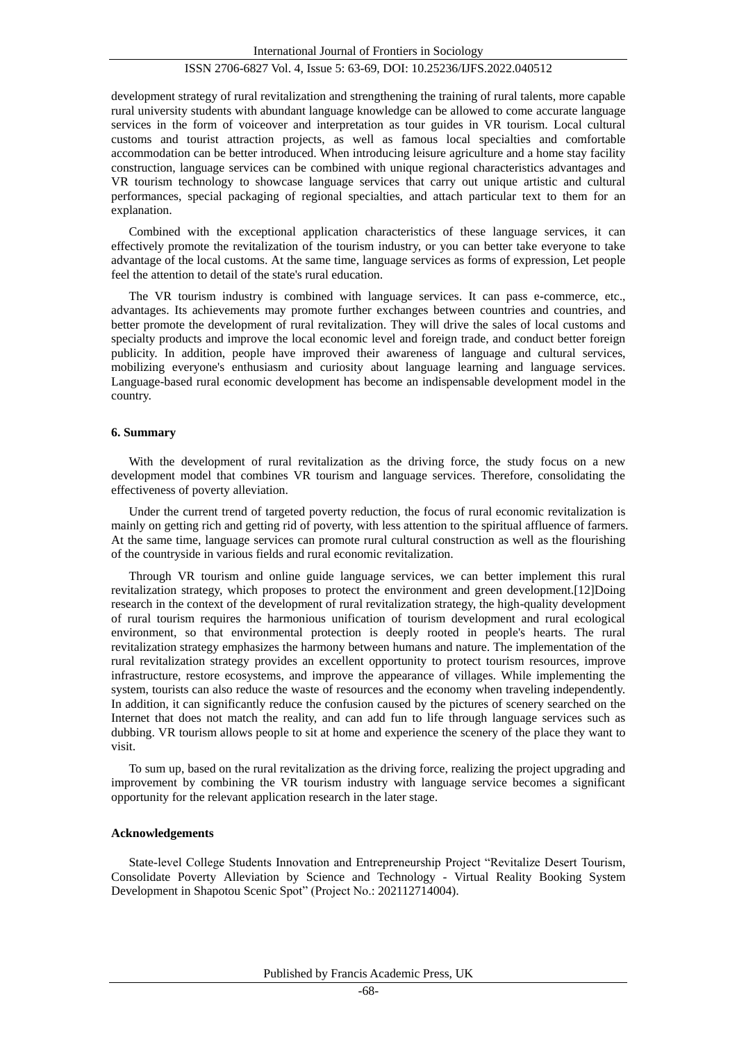development strategy of rural revitalization and strengthening the training of rural talents, more capable rural university students with abundant language knowledge can be allowed to come accurate language services in the form of voiceover and interpretation as tour guides in VR tourism. Local cultural customs and tourist attraction projects, as well as famous local specialties and comfortable accommodation can be better introduced. When introducing leisure agriculture and a home stay facility construction, language services can be combined with unique regional characteristics advantages and VR tourism technology to showcase language services that carry out unique artistic and cultural performances, special packaging of regional specialties, and attach particular text to them for an explanation.

Combined with the exceptional application characteristics of these language services, it can effectively promote the revitalization of the tourism industry, or you can better take everyone to take advantage of the local customs. At the same time, language services as forms of expression, Let people feel the attention to detail of the state's rural education.

The VR tourism industry is combined with language services. It can pass e-commerce, etc., advantages. Its achievements may promote further exchanges between countries and countries, and better promote the development of rural revitalization. They will drive the sales of local customs and specialty products and improve the local economic level and foreign trade, and conduct better foreign publicity. In addition, people have improved their awareness of language and cultural services, mobilizing everyone's enthusiasm and curiosity about language learning and language services. Language-based rural economic development has become an indispensable development model in the country.

## 6. Summary

With the development of rural revitalization as the driving force, the study focus on a new development model that combines VR tourism and language services. Therefore, consolidating the effectiveness of poverty alleviation.

Under the current trend of targeted poverty reduction, the focus of rural economic revitalization is mainly on getting rich and getting rid of poverty, with less attention to the spiritual affluence of farmers. At the same time, language services can promote rural cultural construction as well as the flourishing of the countryside in various fields and rural economic revitalization.

Through VR tourism and online guide language services, we can better implement this rural revitalization strategy, which proposes to protect the environment and green development.[12]Doing research in the context of the development of rural revitalization strategy, the high-quality development of rural tourism requires the harmonious unification of tourism development and rural ecological environment, so that environmental protection is deeply rooted in people's hearts. The rural revitalization strategy emphasizes the harmony between humans and nature. The implementation of the rural revitalization strategy provides an excellent opportunity to protect tourism resources, improve infrastructure, restore ecosystems, and improve the appearance of villages. While implementing the system, tourists can also reduce the waste of resources and the economy when traveling independently. In addition, it can significantly reduce the confusion caused by the pictures of scenery searched on the Internet that does not match the reality, and can add fun to life through language services such as dubbing. VR tourism allows people to sit at home and experience the scenery of the place they want to visit.

To sum up, based on the rural revitalization as the driving force, realizing the project upgrading and improvement by combining the VR tourism industry with language service becomes a significant opportunity for the relevant application research in the later stage.

## Acknowledgements

State-level College Students Innovation and Entrepreneurship Project "Revitalize Desert Tourism, Consolidate Poverty Alleviation by Science and Technology - Virtual Reality Booking System Development in Shapotou Scenic Spot" (Project No.: 202112714004).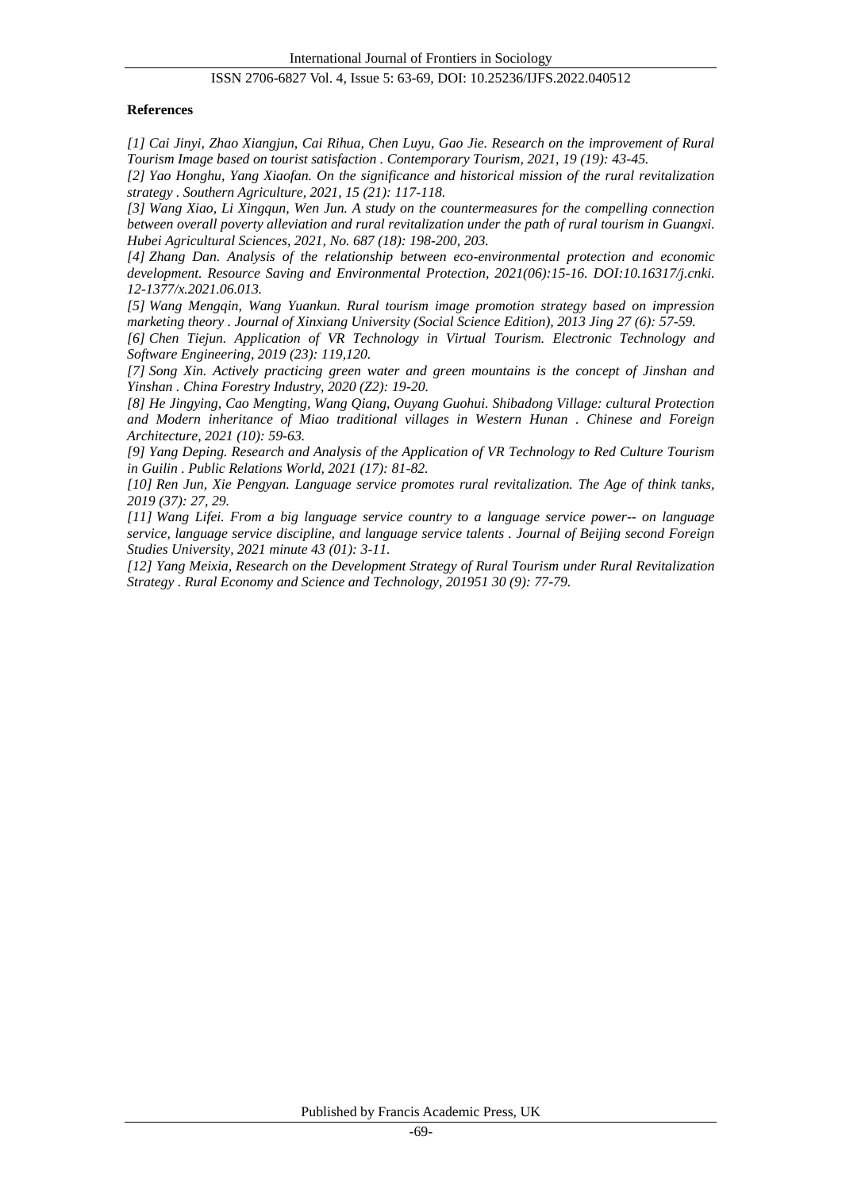**References**

*[1] Cai Jinyi, Zhao Xiangjun, Cai Rihua, Chen Luyu, Gao Jie. Research on the improvement of Rural Tourism Image based on tourist satisfaction . Contemporary Tourism, 2021, 19 (19): 43-45.*

*[2] Yao Honghu, Yang Xiaofan. On the significance and historical mission of the rural revitalization strategy . Southern Agriculture, 2021, 15 (21): 117-118.*

*[3] Wang Xiao, Li Xingqun, Wen Jun. A study on the countermeasures for the compelling connection between overall poverty alleviation and rural revitalization under the path of rural tourism in Guangxi. Hubei Agricultural Sciences, 2021, No. 687 (18): 198-200, 203.*

*[4] Zhang Dan. Analysis of the relationship between eco-environmental protection and economic development. Resource Saving and Environmental Protection, 2021(06):15-16. DOI:10.16317/j.cnki. 12-1377/x.2021.06.013.*

*[5] Wang Mengqin, Wang Yuankun. Rural tourism image promotion strategy based on impression marketing theory . Journal of Xinxiang University (Social Science Edition), 2013 Jing 27 (6): 57-59.*

*[6] Chen Tiejun. Application of VR Technology in Virtual Tourism. Electronic Technology and Software Engineering, 2019 (23): 119,120.*

*[7] Song Xin. Actively practicing green water and green mountains is the concept of Jinshan and Yinshan . China Forestry Industry, 2020 (Z2): 19-20.*

*[8] He Jingying, Cao Mengting, Wang Qiang, Ouyang Guohui. Shibadong Village: cultural Protection and Modern inheritance of Miao traditional villages in Western Hunan . Chinese and Foreign Architecture, 2021 (10): 59-63.*

*[9] Yang Deping. Research and Analysis of the Application of VR Technology to Red Culture Tourism in Guilin . Public Relations World, 2021 (17): 81-82.*

*[10] Ren Jun, Xie Pengyan. Language service promotes rural revitalization. The Age of think tanks, 2019 (37): 27, 29.*

*[11] Wang Lifei. From a big language service country to a language service power-- on language service, language service discipline, and language service talents . Journal of Beijing second Foreign Studies University, 2021 minute 43 (01): 3-11.*

*[12] Yang Meixia, Research on the Development Strategy of Rural Tourism under Rural Revitalization Strategy . Rural Economy and Science and Technology, 201951 30 (9): 77-79.*